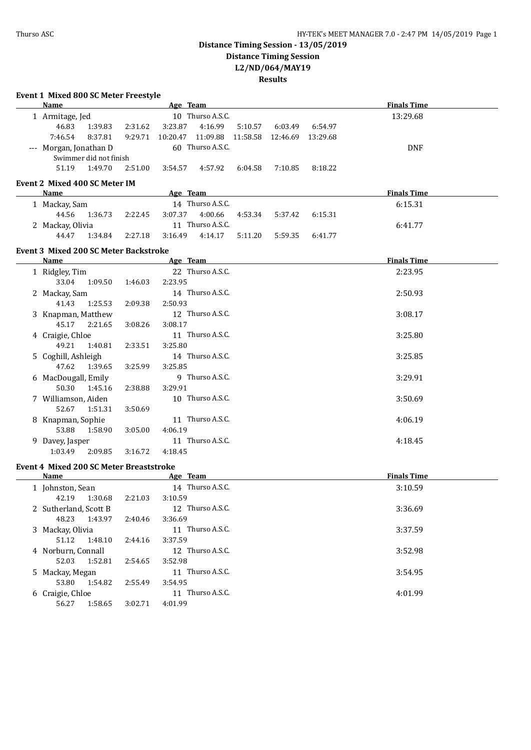# Distance Timing Session - 13/05/2019

## Distance Timing Session

## L2/ND/064/MAY19

## Results

### Event 1 Mixed 800 SC Meter Freestyle

| | Name | Age | Team | Finals Time |
|---|---|---|---|---|
| 1 | Armitage, Jed | 10 | Thurso A.S.C. | 13:29.68 |
| | 46.83 1:39.83 2:31.62 3:23.87 4:16.99 5:10.57 6:03.49 6:54.97 | | | |
| | 7:46.54 8:37.81 9:29.71 10:20.47 11:09.88 11:58.58 12:46.69 13:29.68 | | | |
| --- | Morgan, Jonathan D | 60 | Thurso A.S.C. | DNF |
| | Swimmer did not finish | | | |
| | 51.19 1:49.70 2:51.00 3:54.57 4:57.92 6:04.58 7:10.85 8:18.22 | | | |

### Event 2 Mixed 400 SC Meter IM

| | Name | Age | Team | Finals Time |
|---|---|---|---|---|
| 1 | Mackay, Sam | 14 | Thurso A.S.C. | 6:15.31 |
| | 44.56 1:36.73 2:22.45 3:07.37 4:00.66 4:53.34 5:37.42 6:15.31 | | | |
| 2 | Mackay, Olivia | 11 | Thurso A.S.C. | 6:41.77 |
| | 44.47 1:34.84 2:27.18 3:16.49 4:14.17 5:11.20 5:59.35 6:41.77 | | | |

### Event 3 Mixed 200 SC Meter Backstroke

| | Name | Age | Team | Finals Time |
|---|---|---|---|---|
| 1 | Ridgley, Tim | 22 | Thurso A.S.C. | 2:23.95 |
| | 33.04 1:09.50 1:46.03 2:23.95 | | | |
| 2 | Mackay, Sam | 14 | Thurso A.S.C. | 2:50.93 |
| | 41.43 1:25.53 2:09.38 2:50.93 | | | |
| 3 | Knapman, Matthew | 12 | Thurso A.S.C. | 3:08.17 |
| | 45.17 2:21.65 3:08.26 3:08.17 | | | |
| 4 | Craigie, Chloe | 11 | Thurso A.S.C. | 3:25.80 |
| | 49.21 1:40.81 2:33.51 3:25.80 | | | |
| 5 | Coghill, Ashleigh | 14 | Thurso A.S.C. | 3:25.85 |
| | 47.62 1:39.65 3:25.99 3:25.85 | | | |
| 6 | MacDougall, Emily | 9 | Thurso A.S.C. | 3:29.91 |
| | 50.30 1:45.16 2:38.88 3:29.91 | | | |
| 7 | Williamson, Aiden | 10 | Thurso A.S.C. | 3:50.69 |
| | 52.67 1:51.31 3:50.69 | | | |
| 8 | Knapman, Sophie | 11 | Thurso A.S.C. | 4:06.19 |
| | 53.88 1:58.90 3:05.00 4:06.19 | | | |
| 9 | Davey, Jasper | 11 | Thurso A.S.C. | 4:18.45 |
| | 1:03.49 2:09.85 3:16.72 4:18.45 | | | |

### Event 4 Mixed 200 SC Meter Breaststroke

| | Name | Age | Team | Finals Time |
|---|---|---|---|---|
| 1 | Johnston, Sean | 14 | Thurso A.S.C. | 3:10.59 |
| | 42.19 1:30.68 2:21.03 3:10.59 | | | |
| 2 | Sutherland, Scott B | 12 | Thurso A.S.C. | 3:36.69 |
| | 48.23 1:43.97 2:40.46 3:36.69 | | | |
| 3 | Mackay, Olivia | 11 | Thurso A.S.C. | 3:37.59 |
| | 51.12 1:48.10 2:44.16 3:37.59 | | | |
| 4 | Norburn, Connall | 12 | Thurso A.S.C. | 3:52.98 |
| | 52.03 1:52.81 2:54.65 3:52.98 | | | |
| 5 | Mackay, Megan | 11 | Thurso A.S.C. | 3:54.95 |
| | 53.80 1:54.82 2:55.49 3:54.95 | | | |
| 6 | Craigie, Chloe | 11 | Thurso A.S.C. | 4:01.99 |
| | 56.27 1:58.65 3:02.71 4:01.99 | | | |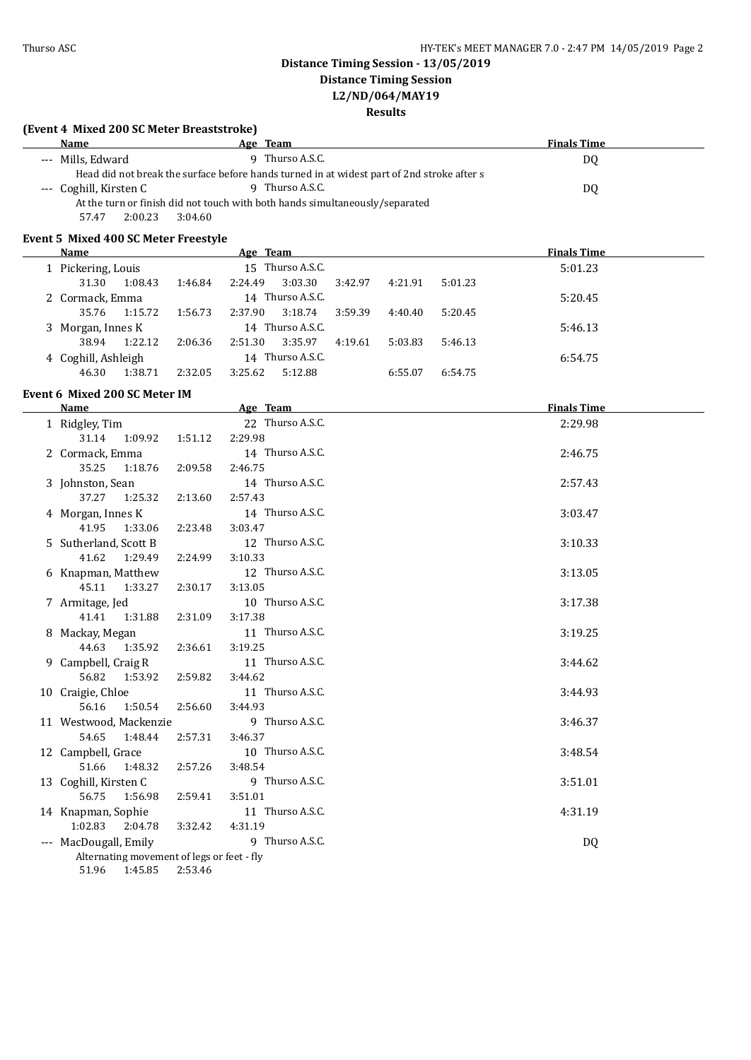**Distance Timing Session - 13/05/2019**

**Distance Timing Session**

**L2/ND/064/MAY19**

**Results**

### (Event 4 Mixed 200 SC Meter Breaststroke)

| | Name | Age | Team | Finals Time |
|---|---|---|---|---|
| --- | Mills, Edward | 9 | Thurso A.S.C. | DQ |
| | Head did not break the surface before hands turned in at widest part of 2nd stroke after s | | | |
| --- | Coghill, Kirsten C | 9 | Thurso A.S.C. | DQ |
| | At the turn or finish did not touch with both hands simultaneously/separated | | | |
| | 57.47 2:00.23 3:04.60 | | | |

### Event 5 Mixed 400 SC Meter Freestyle

| | Name | Age | Team | Finals Time |
|---|---|---|---|---|
| 1 | Pickering, Louis | 15 | Thurso A.S.C. | 5:01.23 |
| | 31.30 1:08.43 1:46.84 2:24.49 3:03.30 3:42.97 4:21.91 5:01.23 | | | |
| 2 | Cormack, Emma | 14 | Thurso A.S.C. | 5:20.45 |
| | 35.76 1:15.72 1:56.73 2:37.90 3:18.74 3:59.39 4:40.40 5:20.45 | | | |
| 3 | Morgan, Innes K | 14 | Thurso A.S.C. | 5:46.13 |
| | 38.94 1:22.12 2:06.36 2:51.30 3:35.97 4:19.61 5:03.83 5:46.13 | | | |
| 4 | Coghill, Ashleigh | 14 | Thurso A.S.C. | 6:54.75 |
| | 46.30 1:38.71 2:32.05 3:25.62 5:12.88 6:55.07 6:54.75 | | | |

### Event 6 Mixed 200 SC Meter IM

| | Name | Age | Team | Finals Time |
|---|---|---|---|---|
| 1 | Ridgley, Tim | 22 | Thurso A.S.C. | 2:29.98 |
| | 31.14 1:09.92 1:51.12 2:29.98 | | | |
| 2 | Cormack, Emma | 14 | Thurso A.S.C. | 2:46.75 |
| | 35.25 1:18.76 2:09.58 2:46.75 | | | |
| 3 | Johnston, Sean | 14 | Thurso A.S.C. | 2:57.43 |
| | 37.27 1:25.32 2:13.60 2:57.43 | | | |
| 4 | Morgan, Innes K | 14 | Thurso A.S.C. | 3:03.47 |
| | 41.95 1:33.06 2:23.48 3:03.47 | | | |
| 5 | Sutherland, Scott B | 12 | Thurso A.S.C. | 3:10.33 |
| | 41.62 1:29.49 2:24.99 3:10.33 | | | |
| 6 | Knapman, Matthew | 12 | Thurso A.S.C. | 3:13.05 |
| | 45.11 1:33.27 2:30.17 3:13.05 | | | |
| 7 | Armitage, Jed | 10 | Thurso A.S.C. | 3:17.38 |
| | 41.41 1:31.88 2:31.09 3:17.38 | | | |
| 8 | Mackay, Megan | 11 | Thurso A.S.C. | 3:19.25 |
| | 44.63 1:35.92 2:36.61 3:19.25 | | | |
| 9 | Campbell, Craig R | 11 | Thurso A.S.C. | 3:44.62 |
| | 56.82 1:53.92 2:59.82 3:44.62 | | | |
| 10 | Craigie, Chloe | 11 | Thurso A.S.C. | 3:44.93 |
| | 56.16 1:50.54 2:56.60 3:44.93 | | | |
| 11 | Westwood, Mackenzie | 9 | Thurso A.S.C. | 3:46.37 |
| | 54.65 1:48.44 2:57.31 3:46.37 | | | |
| 12 | Campbell, Grace | 10 | Thurso A.S.C. | 3:48.54 |
| | 51.66 1:48.32 2:57.26 3:48.54 | | | |
| 13 | Coghill, Kirsten C | 9 | Thurso A.S.C. | 3:51.01 |
| | 56.75 1:56.98 2:59.41 3:51.01 | | | |
| 14 | Knapman, Sophie | 11 | Thurso A.S.C. | 4:31.19 |
| | 1:02.83 2:04.78 3:32.42 4:31.19 | | | |
| --- | MacDougall, Emily | 9 | Thurso A.S.C. | DQ |
| | Alternating movement of legs or feet - fly | | | |
| | 51.96 1:45.85 2:53.46 | | | |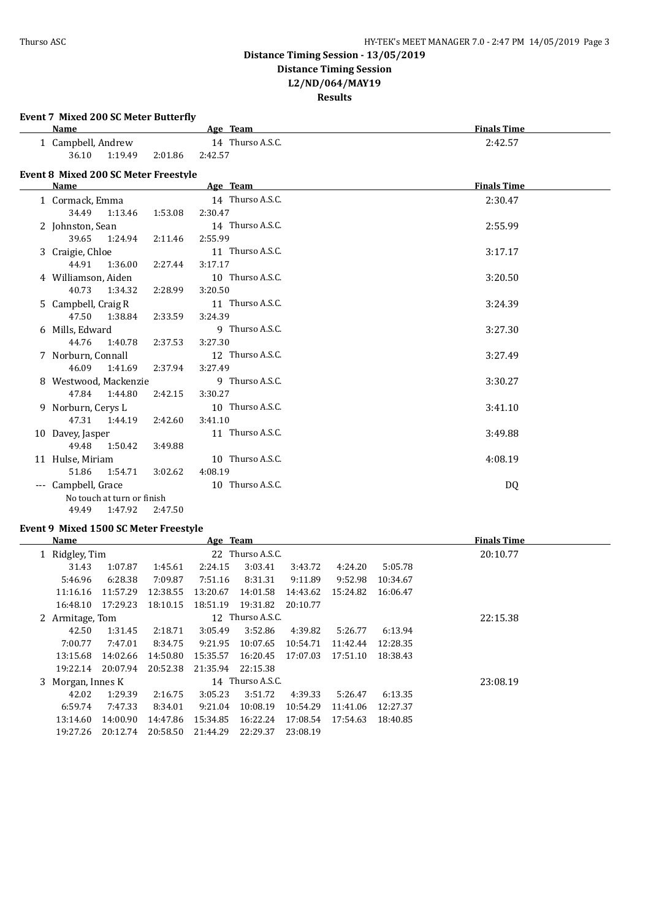# Distance Timing Session - 13/05/2019

## Distance Timing Session

## L2/ND/064/MAY19

## Results

### Event 7 Mixed 200 SC Meter Butterfly

| | Name | Age | Team | Finals Time |
|---|---|---|---|---|
| 1 | Campbell, Andrew | 14 | Thurso A.S.C. | 2:42.57 |
| | 36.10 1:19.49 2:01.86 2:42.57 | | | |

### Event 8 Mixed 200 SC Meter Freestyle

| | Name | Age | Team | Finals Time |
|---|---|---|---|---|
| 1 | Cormack, Emma | 14 | Thurso A.S.C. | 2:30.47 |
| | 34.49 1:13.46 1:53.08 2:30.47 | | | |
| 2 | Johnston, Sean | 14 | Thurso A.S.C. | 2:55.99 |
| | 39.65 1:24.94 2:11.46 2:55.99 | | | |
| 3 | Craigie, Chloe | 11 | Thurso A.S.C. | 3:17.17 |
| | 44.91 1:36.00 2:27.44 3:17.17 | | | |
| 4 | Williamson, Aiden | 10 | Thurso A.S.C. | 3:20.50 |
| | 40.73 1:34.32 2:28.99 3:20.50 | | | |
| 5 | Campbell, Craig R | 11 | Thurso A.S.C. | 3:24.39 |
| | 47.50 1:38.84 2:33.59 3:24.39 | | | |
| 6 | Mills, Edward | 9 | Thurso A.S.C. | 3:27.30 |
| | 44.76 1:40.78 2:37.53 3:27.30 | | | |
| 7 | Norburn, Connall | 12 | Thurso A.S.C. | 3:27.49 |
| | 46.09 1:41.69 2:37.94 3:27.49 | | | |
| 8 | Westwood, Mackenzie | 9 | Thurso A.S.C. | 3:30.27 |
| | 47.84 1:44.80 2:42.15 3:30.27 | | | |
| 9 | Norburn, Cerys L | 10 | Thurso A.S.C. | 3:41.10 |
| | 47.31 1:44.19 2:42.60 3:41.10 | | | |
| 10 | Davey, Jasper | 11 | Thurso A.S.C. | 3:49.88 |
| | 49.48 1:50.42 3:49.88 | | | |
| 11 | Hulse, Miriam | 10 | Thurso A.S.C. | 4:08.19 |
| | 51.86 1:54.71 3:02.62 4:08.19 | | | |
| --- | Campbell, Grace | 10 | Thurso A.S.C. | DQ |
| | No touch at turn or finish | | | |
| | 49.49 1:47.92 2:47.50 | | | |

### Event 9 Mixed 1500 SC Meter Freestyle

| | Name | Age | Team | Finals Time |
|---|---|---|---|---|
| 1 | Ridgley, Tim | 22 | Thurso A.S.C. | 20:10.77 |
| | 31.43 1:07.87 1:45.61 2:24.15 3:03.41 3:43.72 4:24.20 5:05.78 | | | |
| | 5:46.96 6:28.38 7:09.87 7:51.16 8:31.31 9:11.89 9:52.98 10:34.67 | | | |
| | 11:16.16 11:57.29 12:38.55 13:20.67 14:01.58 14:43.62 15:24.82 16:06.47 | | | |
| | 16:48.10 17:29.23 18:10.15 18:51.19 19:31.82 20:10.77 | | | |
| 2 | Armitage, Tom | 12 | Thurso A.S.C. | 22:15.38 |
| | 42.50 1:31.45 2:18.71 3:05.49 3:52.86 4:39.82 5:26.77 6:13.94 | | | |
| | 7:00.77 7:47.01 8:34.75 9:21.95 10:07.65 10:54.71 11:42.44 12:28.35 | | | |
| | 13:15.68 14:02.66 14:50.80 15:35.57 16:20.45 17:07.03 17:51.10 18:38.43 | | | |
| | 19:22.14 20:07.94 20:52.38 21:35.94 22:15.38 | | | |
| 3 | Morgan, Innes K | 14 | Thurso A.S.C. | 23:08.19 |
| | 42.02 1:29.39 2:16.75 3:05.23 3:51.72 4:39.33 5:26.47 6:13.35 | | | |
| | 6:59.74 7:47.33 8:34.01 9:21.04 10:08.19 10:54.29 11:41.06 12:27.37 | | | |
| | 13:14.60 14:00.90 14:47.86 15:34.85 16:22.24 17:08.54 17:54.63 18:40.85 | | | |
| | 19:27.26 20:12.74 20:58.50 21:44.29 22:29.37 23:08.19 | | | |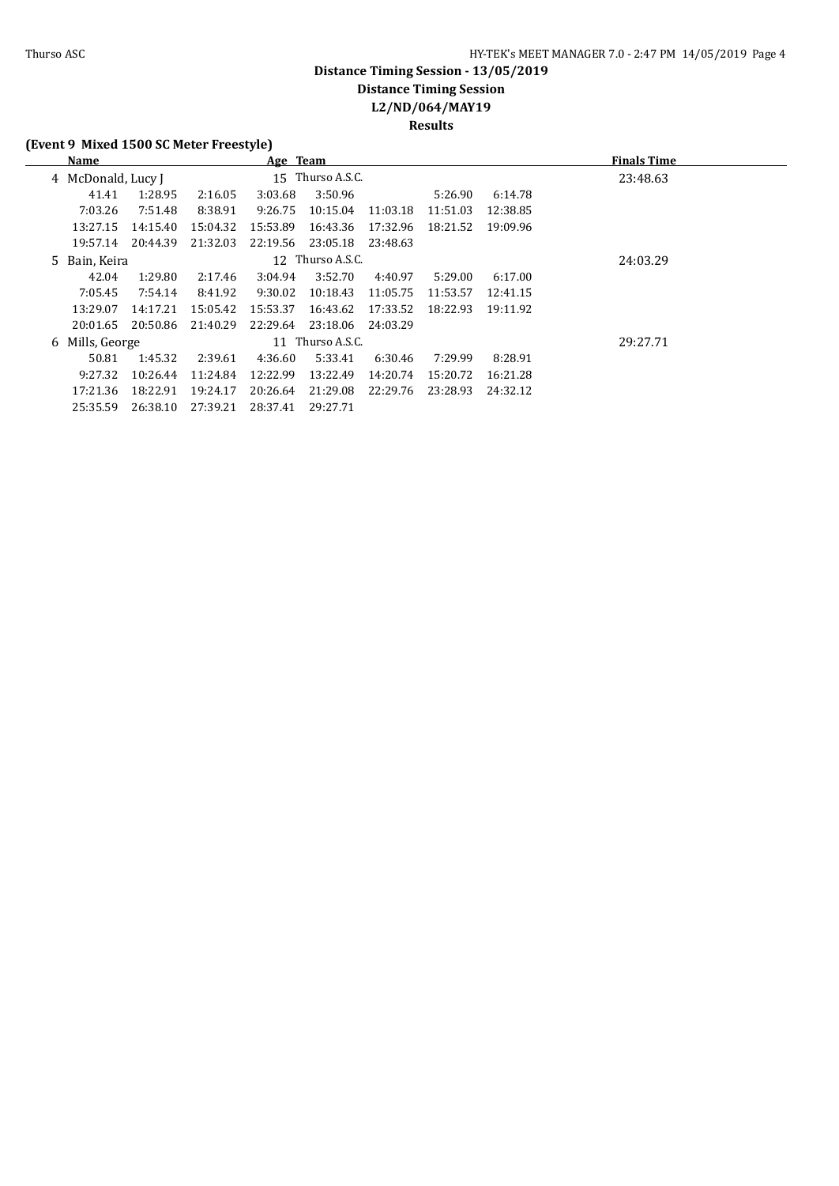**Distance Timing Session - 13/05/2019**

**Distance Timing Session**

**L2/ND/064/MAY19**

**Results**

### (Event 9 Mixed 1500 SC Meter Freestyle)

| Name | | | Age | Team | | | | Finals Time |
|---|---|---|---|---|---|---|---|---|
| 4 McDonald, Lucy J | | | 15 | Thurso A.S.C. | | | | 23:48.63 |
| 41.41 | 1:28.95 | 2:16.05 | 3:03.68 | 3:50.96 | | 5:26.90 | 6:14.78 | |
| 7:03.26 | 7:51.48 | 8:38.91 | 9:26.75 | 10:15.04 | 11:03.18 | 11:51.03 | 12:38.85 | |
| 13:27.15 | 14:15.40 | 15:04.32 | 15:53.89 | 16:43.36 | 17:32.96 | 18:21.52 | 19:09.96 | |
| 19:57.14 | 20:44.39 | 21:32.03 | 22:19.56 | 23:05.18 | 23:48.63 | | | |
| 5 Bain, Keira | | | 12 | Thurso A.S.C. | | | | 24:03.29 |
| 42.04 | 1:29.80 | 2:17.46 | 3:04.94 | 3:52.70 | 4:40.97 | 5:29.00 | 6:17.00 | |
| 7:05.45 | 7:54.14 | 8:41.92 | 9:30.02 | 10:18.43 | 11:05.75 | 11:53.57 | 12:41.15 | |
| 13:29.07 | 14:17.21 | 15:05.42 | 15:53.37 | 16:43.62 | 17:33.52 | 18:22.93 | 19:11.92 | |
| 20:01.65 | 20:50.86 | 21:40.29 | 22:29.64 | 23:18.06 | 24:03.29 | | | |
| 6 Mills, George | | | 11 | Thurso A.S.C. | | | | 29:27.71 |
| 50.81 | 1:45.32 | 2:39.61 | 4:36.60 | 5:33.41 | 6:30.46 | 7:29.99 | 8:28.91 | |
| 9:27.32 | 10:26.44 | 11:24.84 | 12:22.99 | 13:22.49 | 14:20.74 | 15:20.72 | 16:21.28 | |
| 17:21.36 | 18:22.91 | 19:24.17 | 20:26.64 | 21:29.08 | 22:29.76 | 23:28.93 | 24:32.12 | |
| 25:35.59 | 26:38.10 | 27:39.21 | 28:37.41 | 29:27.71 | | | | |